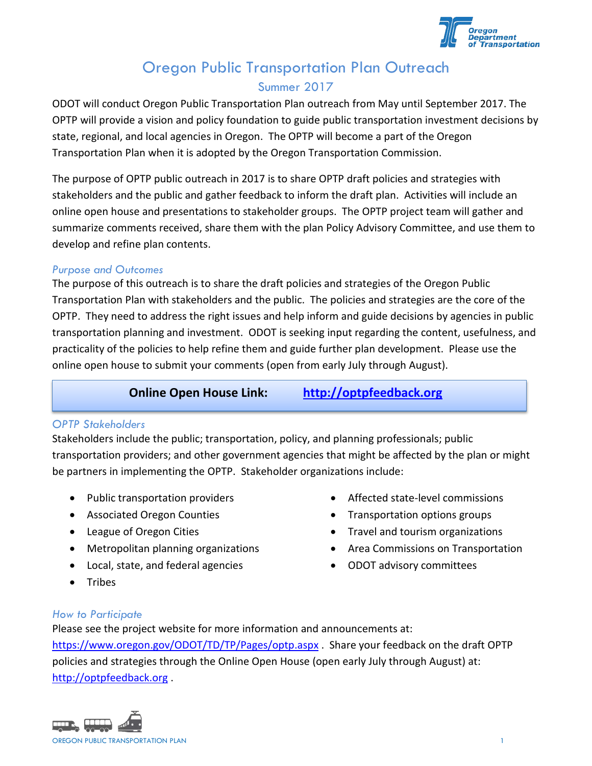# Oregon Public Transportation Plan Outreach

## Summer 2017

ODOT will conduct Oregon Public Transportation Plan outreach from May until September 2017. The OPTP will provide a vision and policy foundation to guide public transportation investment decisions by state, regional, and local agencies in Oregon. The OPTP will become a part of the Oregon Transportation Plan when it is adopted by the Oregon Transportation Commission.

The purpose of OPTP public outreach in 2017 is to share OPTP draft policies and strategies with stakeholders and the public and gather feedback to inform the draft plan. Activities will include an online open house and presentations to stakeholder groups. The OPTP project team will gather and summarize comments received, share them with the plan Policy Advisory Committee, and use them to develop and refine plan contents.

### *Purpose and Outcomes*

The purpose of this outreach is to share the draft policies and strategies of the Oregon Public Transportation Plan with stakeholders and the public. The policies and strategies are the core of the OPTP. They need to address the right issues and help inform and guide decisions by agencies in public transportation planning and investment. ODOT is seeking input regarding the content, usefulness, and practicality of the policies to help refine them and guide further plan development. Please use the online open house to submit your comments (open from early July through August).

**Online Open House Link: [http://optpfeedback.org](http://optpfeedback.org)**

### *OPTP Stakeholders*

Stakeholders include the public; transportation, policy, and planning professionals; public transportation providers; and other government agencies that might be affected by the plan or might be partners in implementing the OPTP. Stakeholder organizations include:

- Public transportation providers
- Associated Oregon Counties
- League of Oregon Cities
- Metropolitan planning organizations
- Local, state, and federal agencies
- Tribes
- Affected state-level commissions
- Transportation options groups
- Travel and tourism organizations
- Area Commissions on Transportation
- ODOT advisory committees

### *How to Participate*

Please see the project website for more information and announcements at: [https://www.oregon.gov/ODOT/TD/TP/Pages/optp.aspx](https://www.oregon.gov/ODOT/TD/TP/Pages/optp.aspx) . Share your feedback on the draft OPTP policies and strategies through the Online Open House (open early July through August) at: [http://optpfeedback.org](http://optpfeedback.org) .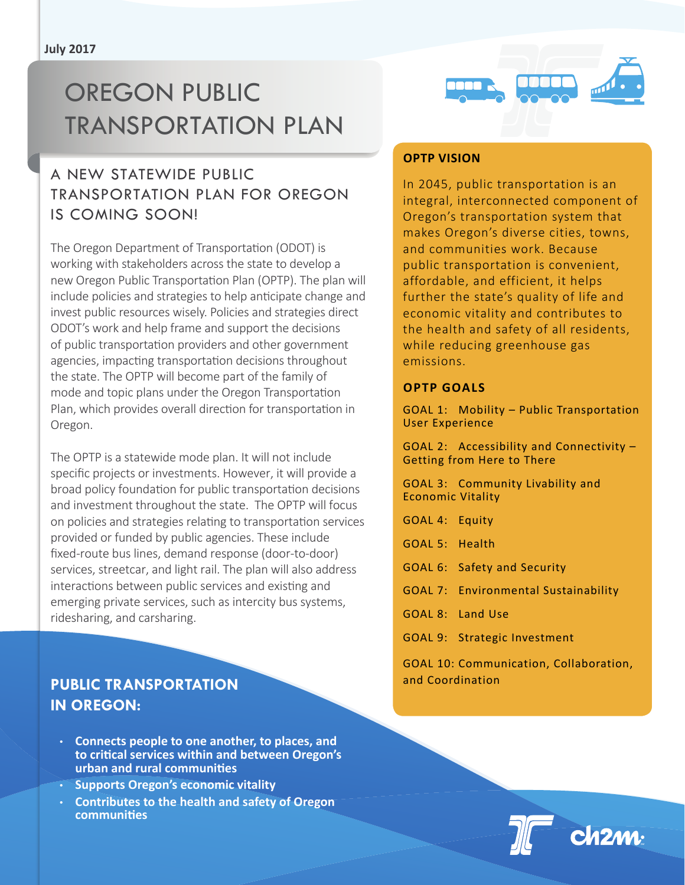July 2017

# OREGON PUBLIC TRANSPORTATION PLAN

## A NEW STATEWIDE PUBLIC TRANSPORTATION PLAN FOR OREGON IS COMING SOON!

The Oregon Department of Transportation (ODOT) is working with stakeholders across the state to develop a new Oregon Public Transportation Plan (OPTP). The plan will include policies and strategies to help anticipate change and invest public resources wisely. Policies and strategies direct ODOT's work and help frame and support the decisions of public transportation providers and other government agencies, impacting transportation decisions throughout the state. The OPTP will become part of the family of mode and topic plans under the Oregon Transportation Plan, which provides overall direction for transportation in Oregon.

The OPTP is a statewide mode plan. It will not include specific projects or investments. However, it will provide a broad policy foundation for public transportation decisions and investment throughout the state. The OPTP will focus on policies and strategies relating to transportation services provided or funded by public agencies. These include fixed-route bus lines, demand response (door-to-door) services, streetcar, and light rail. The plan will also address interactions between public services and existing and emerging private services, such as intercity bus systems, ridesharing, and carsharing.

### PUBLIC TRANSPORTATION IN OREGON:

- **Connects people to one another, to places, and to critical services within and between Oregon's urban and rural communities**
- **Supports Oregon's economic vitality**
- **Contributes to the health and safety of Oregon communities**

### OPTP VISION

In 2045, public transportation is an integral, interconnected component of Oregon's transportation system that makes Oregon's diverse cities, towns, and communities work. Because public transportation is convenient, affordable, and efficient, it helps further the state's quality of life and economic vitality and contributes to the health and safety of all residents, while reducing greenhouse gas emissions.

### OPTP GOALS

GOAL 1: Mobility – Public Transportation User Experience

GOAL 2: Accessibility and Connectivity – Getting from Here to There

GOAL 3: Community Livability and Economic Vitality

GOAL 4: Equity

GOAL 5: Health

GOAL 6: Safety and Security

GOAL 7: Environmental Sustainability

GOAL 8: Land Use

GOAL 9: Strategic Investment

GOAL 10: Communication, Collaboration, and Coordination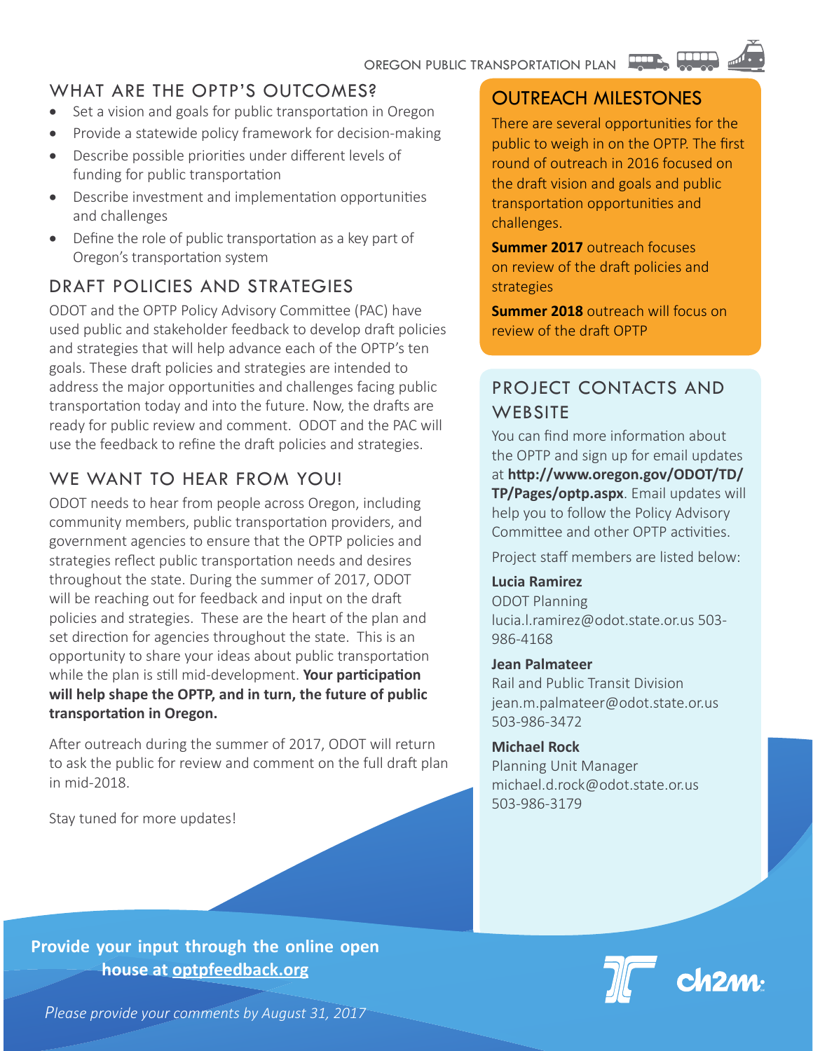## WHAT ARE THE OPTP'S OUTCOMES?

- Set a vision and goals for public transportation in Oregon
- Provide a statewide policy framework for decision-making
- Describe possible priorities under different levels of funding for public transportation
- Describe investment and implementation opportunities and challenges
- Define the role of public transportation as a key part of Oregon's transportation system

## DRAFT POLICIES AND STRATEGIES

ODOT and the OPTP Policy Advisory Committee (PAC) have used public and stakeholder feedback to develop draft policies and strategies that will help advance each of the OPTP's ten goals. These draft policies and strategies are intended to address the major opportunities and challenges facing public transportation today and into the future. Now, the drafts are ready for public review and comment. ODOT and the PAC will use the feedback to refine the draft policies and strategies.

## WE WANT TO HEAR FROM YOU!

ODOT needs to hear from people across Oregon, including community members, public transportation providers, and government agencies to ensure that the OPTP policies and strategies reflect public transportation needs and desires throughout the state. During the summer of 2017, ODOT will be reaching out for feedback and input on the draft policies and strategies. These are the heart of the plan and set direction for agencies throughout the state. This is an opportunity to share your ideas about public transportation while the plan is still mid-development. **Your participation will help shape the OPTP, and in turn, the future of public transportation in Oregon.**

After outreach during the summer of 2017, ODOT will return to ask the public for review and comment on the full draft plan in mid-2018.

Stay tuned for more updates!

## OUTREACH MILESTONES

There are several opportunities for the public to weigh in on the OPTP. The first round of outreach in 2016 focused on the draft vision and goals and public transportation opportunities and challenges.

**Summer 2017** outreach focuses on review of the draft policies and strategies

**Summer 2018** outreach will focus on review of the draft OPTP

## PROJECT CONTACTS AND WEBSITE

You can find more information about the OPTP and sign up for email updates at **http://www.oregon.gov/ODOT/TD/TP/Pages/optp.aspx**. Email updates will help you to follow the Policy Advisory Committee and other OPTP activities.

Project staff members are listed below:

**Lucia Ramirez**
ODOT Planning
lucia.l.ramirez@odot.state.or.us 503-986-4168

**Jean Palmateer**
Rail and Public Transit Division
jean.m.palmateer@odot.state.or.us
503-986-3472

**Michael Rock**
Planning Unit Manager
michael.d.rock@odot.state.or.us
503-986-3179

**Provide your input through the online open house at optpfeedback.org**

*Please provide your comments by August 31, 2017*